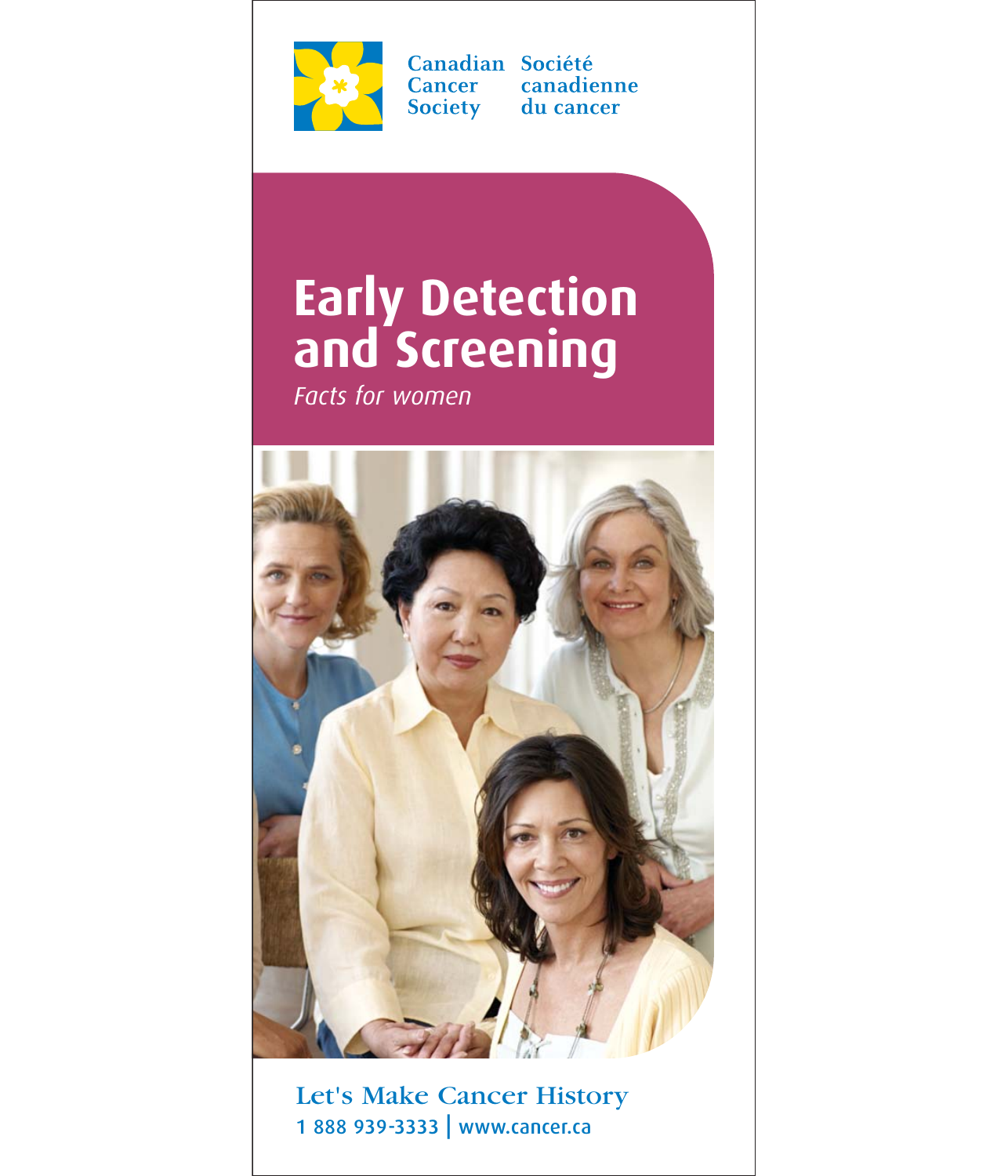Canadian Cancer Society | Société canadienne du cancer

# Early Detection and Screening

*Facts for women*

Let's Make Cancer History

1 888 939-3333 | www.cancer.ca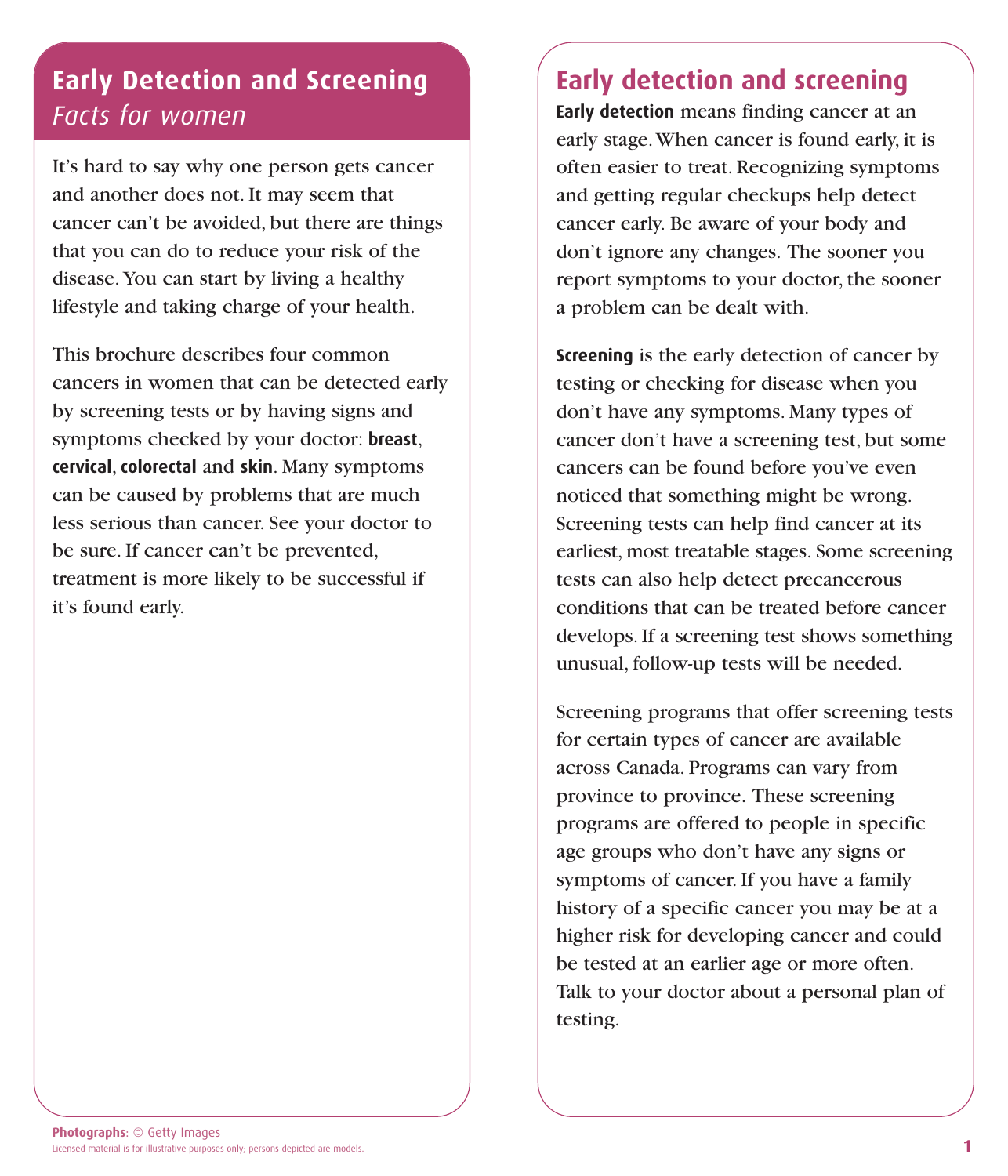# Early Detection and Screening

*Facts for women*

It's hard to say why one person gets cancer and another does not. It may seem that cancer can't be avoided, but there are things that you can do to reduce your risk of the disease. You can start by living a healthy lifestyle and taking charge of your health.

This brochure describes four common cancers in women that can be detected early by screening tests or by having signs and symptoms checked by your doctor: **breast**, **cervical**, **colorectal** and **skin**. Many symptoms can be caused by problems that are much less serious than cancer. See your doctor to be sure. If cancer can't be prevented, treatment is more likely to be successful if it's found early.

## Early detection and screening

**Early detection** means finding cancer at an early stage. When cancer is found early, it is often easier to treat. Recognizing symptoms and getting regular checkups help detect cancer early. Be aware of your body and don't ignore any changes. The sooner you report symptoms to your doctor, the sooner a problem can be dealt with.

**Screening** is the early detection of cancer by testing or checking for disease when you don't have any symptoms. Many types of cancer don't have a screening test, but some cancers can be found before you've even noticed that something might be wrong. Screening tests can help find cancer at its earliest, most treatable stages. Some screening tests can also help detect precancerous conditions that can be treated before cancer develops. If a screening test shows something unusual, follow-up tests will be needed.

Screening programs that offer screening tests for certain types of cancer are available across Canada. Programs can vary from province to province. These screening programs are offered to people in specific age groups who don't have any signs or symptoms of cancer. If you have a family history of a specific cancer you may be at a higher risk for developing cancer and could be tested at an earlier age or more often. Talk to your doctor about a personal plan of testing.

**Photographs**: © Getty Images

Licensed material is for illustrative purposes only; persons depicted are models.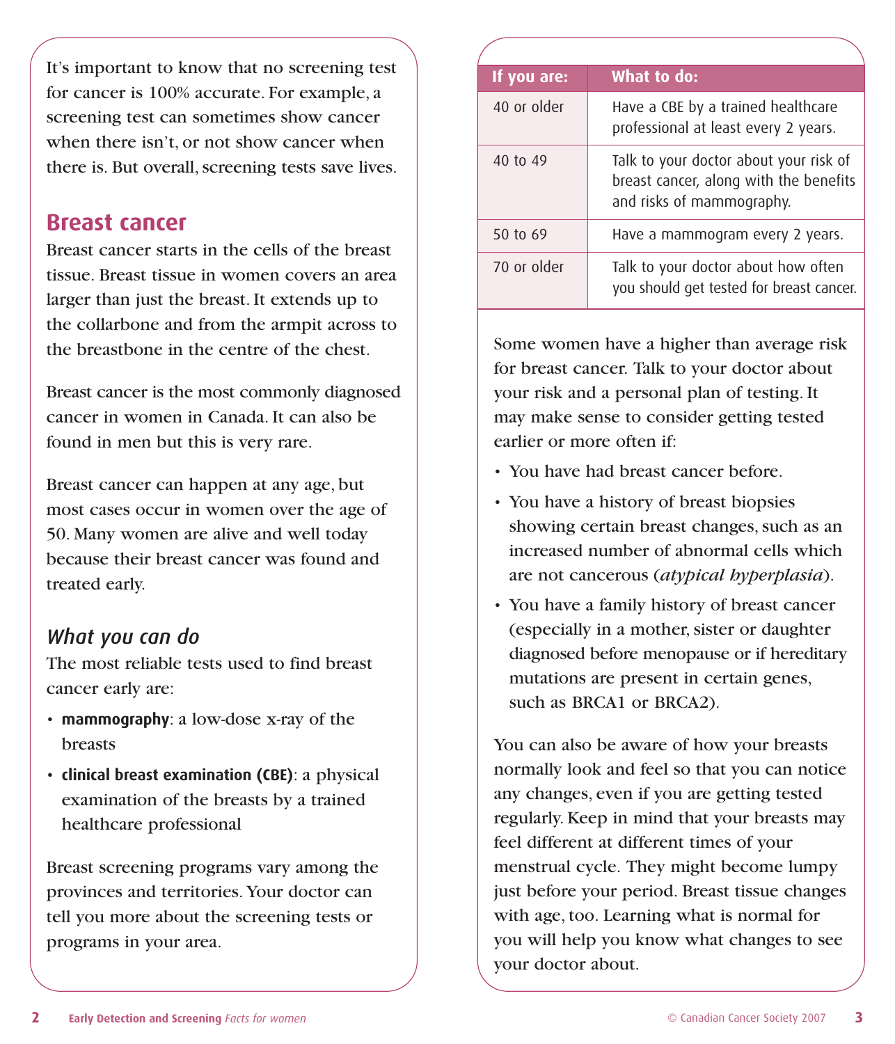It's important to know that no screening test for cancer is 100% accurate. For example, a screening test can sometimes show cancer when there isn't, or not show cancer when there is. But overall, screening tests save lives.

## Breast cancer

Breast cancer starts in the cells of the breast tissue. Breast tissue in women covers an area larger than just the breast. It extends up to the collarbone and from the armpit across to the breastbone in the centre of the chest.

Breast cancer is the most commonly diagnosed cancer in women in Canada. It can also be found in men but this is very rare.

Breast cancer can happen at any age, but most cases occur in women over the age of 50. Many women are alive and well today because their breast cancer was found and treated early.

### *What you can do*

The most reliable tests used to find breast cancer early are:

- **mammography**: a low-dose x-ray of the breasts
- **clinical breast examination (CBE)**: a physical examination of the breasts by a trained healthcare professional

Breast screening programs vary among the provinces and territories. Your doctor can tell you more about the screening tests or programs in your area.

| If you are: | What to do: |
|---|---|
| 40 or older | Have a CBE by a trained healthcare professional at least every 2 years. |
| 40 to 49 | Talk to your doctor about your risk of breast cancer, along with the benefits and risks of mammography. |
| 50 to 69 | Have a mammogram every 2 years. |
| 70 or older | Talk to your doctor about how often you should get tested for breast cancer. |

Some women have a higher than average risk for breast cancer. Talk to your doctor about your risk and a personal plan of testing. It may make sense to consider getting tested earlier or more often if:

- You have had breast cancer before.
- You have a history of breast biopsies showing certain breast changes, such as an increased number of abnormal cells which are not cancerous (*atypical hyperplasia*).
- You have a family history of breast cancer (especially in a mother, sister or daughter diagnosed before menopause or if hereditary mutations are present in certain genes, such as BRCA1 or BRCA2).

You can also be aware of how your breasts normally look and feel so that you can notice any changes, even if you are getting tested regularly. Keep in mind that your breasts may feel different at different times of your menstrual cycle. They might become lumpy just before your period. Breast tissue changes with age, too. Learning what is normal for you will help you know what changes to see your doctor about.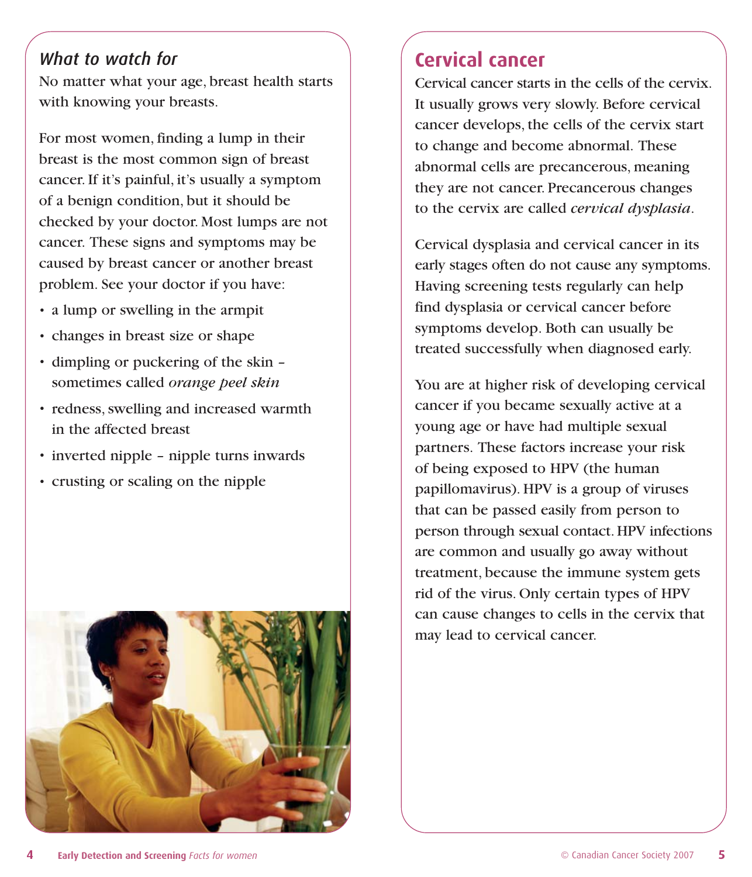### *What to watch for*

No matter what your age, breast health starts with knowing your breasts.

For most women, finding a lump in their breast is the most common sign of breast cancer. If it's painful, it's usually a symptom of a benign condition, but it should be checked by your doctor. Most lumps are not cancer. These signs and symptoms may be caused by breast cancer or another breast problem. See your doctor if you have:

- a lump or swelling in the armpit
- changes in breast size or shape
- dimpling or puckering of the skin – sometimes called *orange peel skin*
- redness, swelling and increased warmth in the affected breast
- inverted nipple – nipple turns inwards
- crusting or scaling on the nipple

## Cervical cancer

Cervical cancer starts in the cells of the cervix. It usually grows very slowly. Before cervical cancer develops, the cells of the cervix start to change and become abnormal. These abnormal cells are precancerous, meaning they are not cancer. Precancerous changes to the cervix are called *cervical dysplasia*.

Cervical dysplasia and cervical cancer in its early stages often do not cause any symptoms. Having screening tests regularly can help find dysplasia or cervical cancer before symptoms develop. Both can usually be treated successfully when diagnosed early.

You are at higher risk of developing cervical cancer if you became sexually active at a young age or have had multiple sexual partners. These factors increase your risk of being exposed to HPV (the human papillomavirus). HPV is a group of viruses that can be passed easily from person to person through sexual contact. HPV infections are common and usually go away without treatment, because the immune system gets rid of the virus. Only certain types of HPV can cause changes to cells in the cervix that may lead to cervical cancer.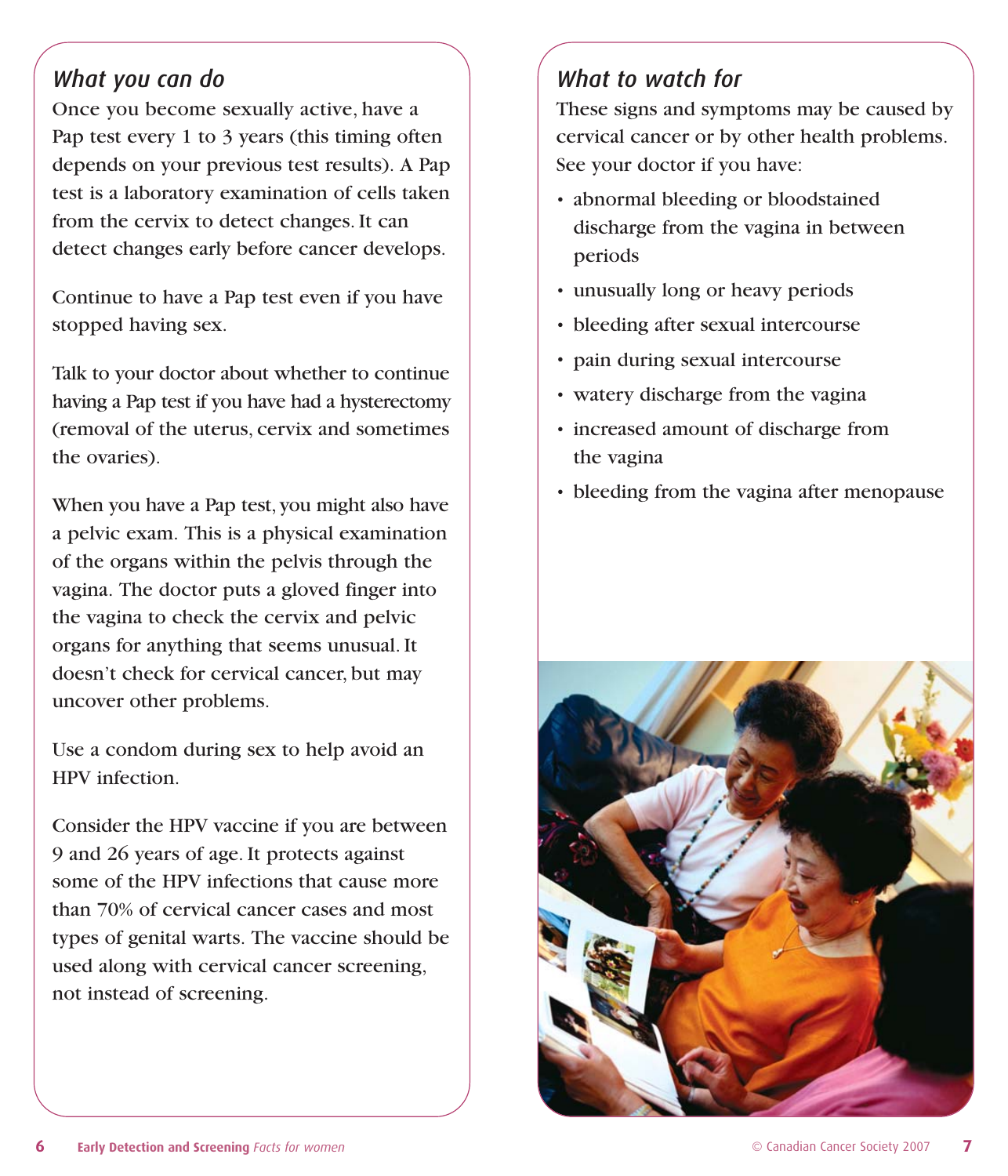## *What you can do*

Once you become sexually active, have a Pap test every 1 to 3 years (this timing often depends on your previous test results). A Pap test is a laboratory examination of cells taken from the cervix to detect changes. It can detect changes early before cancer develops.

Continue to have a Pap test even if you have stopped having sex.

Talk to your doctor about whether to continue having a Pap test if you have had a hysterectomy (removal of the uterus, cervix and sometimes the ovaries).

When you have a Pap test, you might also have a pelvic exam. This is a physical examination of the organs within the pelvis through the vagina. The doctor puts a gloved finger into the vagina to check the cervix and pelvic organs for anything that seems unusual. It doesn't check for cervical cancer, but may uncover other problems.

Use a condom during sex to help avoid an HPV infection.

Consider the HPV vaccine if you are between 9 and 26 years of age. It protects against some of the HPV infections that cause more than 70% of cervical cancer cases and most types of genital warts. The vaccine should be used along with cervical cancer screening, not instead of screening.

## *What to watch for*

These signs and symptoms may be caused by cervical cancer or by other health problems. See your doctor if you have:

- abnormal bleeding or bloodstained discharge from the vagina in between periods
- unusually long or heavy periods
- bleeding after sexual intercourse
- pain during sexual intercourse
- watery discharge from the vagina
- increased amount of discharge from the vagina
- bleeding from the vagina after menopause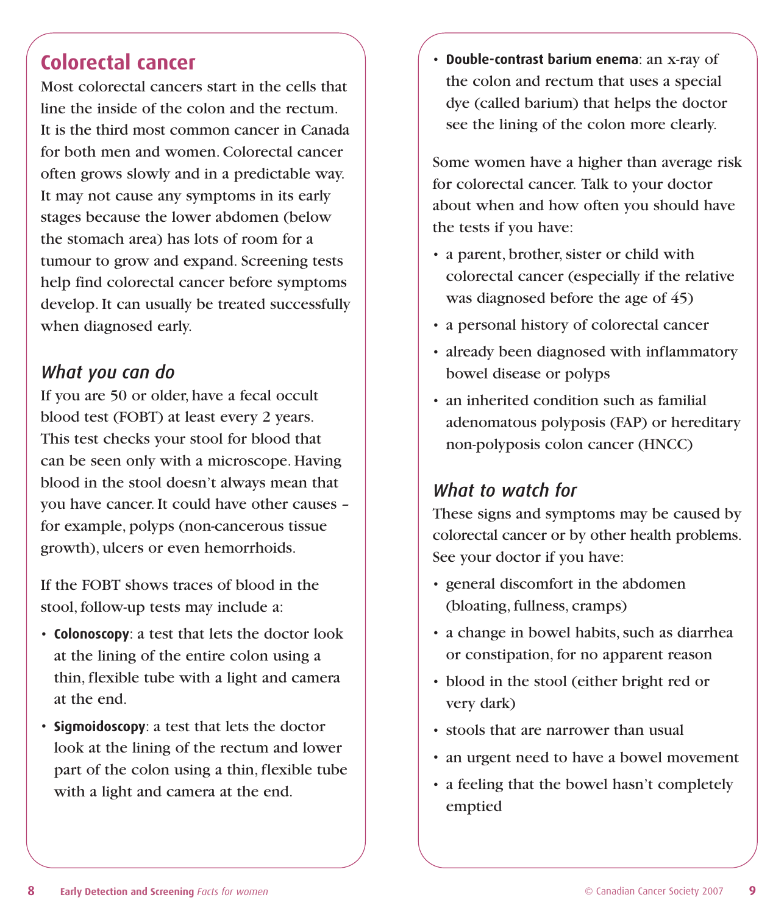## Colorectal cancer

Most colorectal cancers start in the cells that line the inside of the colon and the rectum. It is the third most common cancer in Canada for both men and women. Colorectal cancer often grows slowly and in a predictable way. It may not cause any symptoms in its early stages because the lower abdomen (below the stomach area) has lots of room for a tumour to grow and expand. Screening tests help find colorectal cancer before symptoms develop. It can usually be treated successfully when diagnosed early.

### *What you can do*

If you are 50 or older, have a fecal occult blood test (FOBT) at least every 2 years. This test checks your stool for blood that can be seen only with a microscope. Having blood in the stool doesn't always mean that you have cancer. It could have other causes – for example, polyps (non-cancerous tissue growth), ulcers or even hemorrhoids.

If the FOBT shows traces of blood in the stool, follow-up tests may include a:

- **Colonoscopy**: a test that lets the doctor look at the lining of the entire colon using a thin, flexible tube with a light and camera at the end.
- **Sigmoidoscopy**: a test that lets the doctor look at the lining of the rectum and lower part of the colon using a thin, flexible tube with a light and camera at the end.
- **Double-contrast barium enema**: an x-ray of the colon and rectum that uses a special dye (called barium) that helps the doctor see the lining of the colon more clearly.

Some women have a higher than average risk for colorectal cancer. Talk to your doctor about when and how often you should have the tests if you have:

- a parent, brother, sister or child with colorectal cancer (especially if the relative was diagnosed before the age of 45)
- a personal history of colorectal cancer
- already been diagnosed with inflammatory bowel disease or polyps
- an inherited condition such as familial adenomatous polyposis (FAP) or hereditary non-polyposis colon cancer (HNCC)

### *What to watch for*

These signs and symptoms may be caused by colorectal cancer or by other health problems. See your doctor if you have:

- general discomfort in the abdomen (bloating, fullness, cramps)
- a change in bowel habits, such as diarrhea or constipation, for no apparent reason
- blood in the stool (either bright red or very dark)
- stools that are narrower than usual
- an urgent need to have a bowel movement
- a feeling that the bowel hasn't completely emptied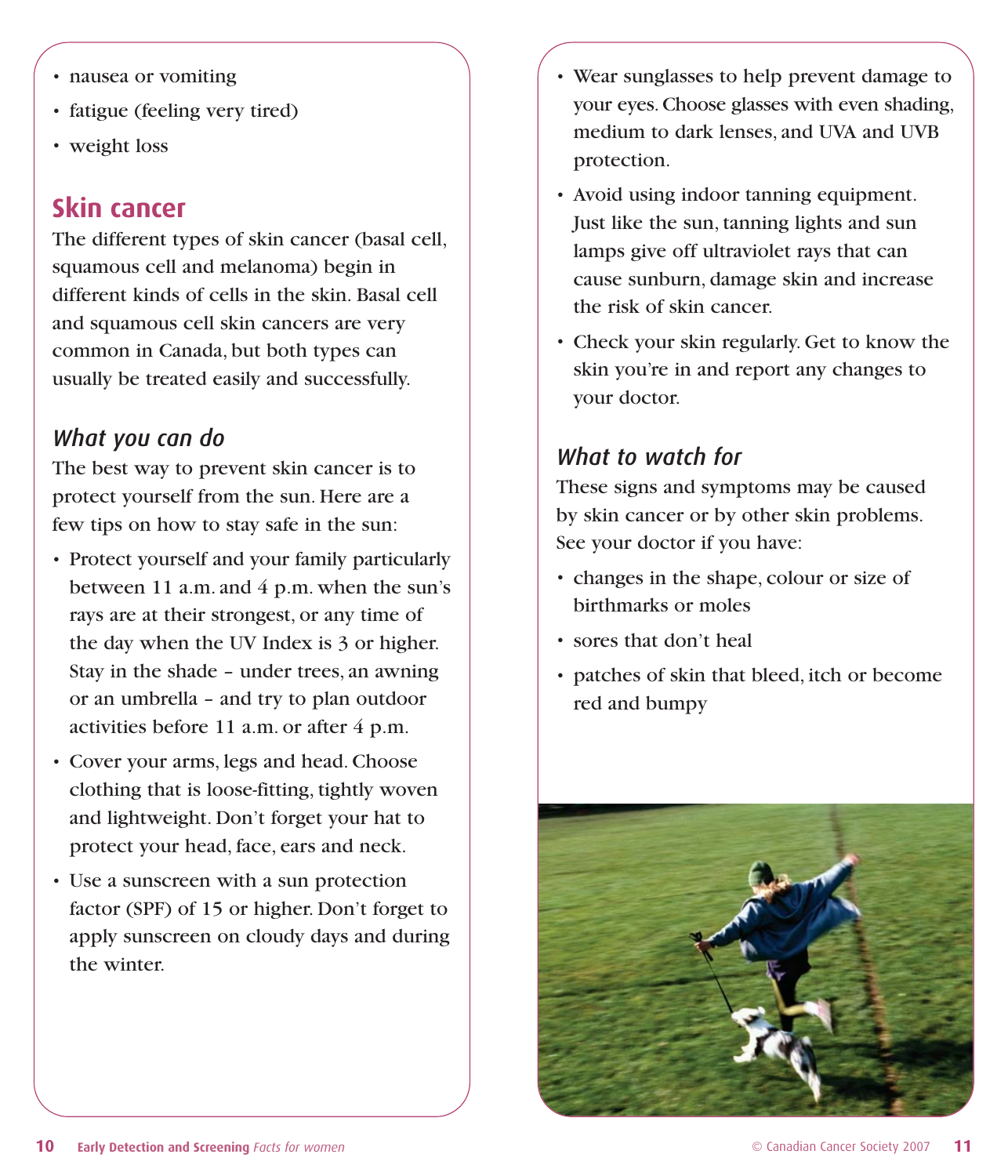- nausea or vomiting
- fatigue (feeling very tired)
- weight loss

## Skin cancer

The different types of skin cancer (basal cell, squamous cell and melanoma) begin in different kinds of cells in the skin. Basal cell and squamous cell skin cancers are very common in Canada, but both types can usually be treated easily and successfully.

### *What you can do*

The best way to prevent skin cancer is to protect yourself from the sun. Here are a few tips on how to stay safe in the sun:

- Protect yourself and your family particularly between 11 a.m. and 4 p.m. when the sun's rays are at their strongest, or any time of the day when the UV Index is 3 or higher. Stay in the shade – under trees, an awning or an umbrella – and try to plan outdoor activities before 11 a.m. or after 4 p.m.
- Cover your arms, legs and head. Choose clothing that is loose-fitting, tightly woven and lightweight. Don't forget your hat to protect your head, face, ears and neck.
- Use a sunscreen with a sun protection factor (SPF) of 15 or higher. Don't forget to apply sunscreen on cloudy days and during the winter.
- Wear sunglasses to help prevent damage to your eyes. Choose glasses with even shading, medium to dark lenses, and UVA and UVB protection.
- Avoid using indoor tanning equipment. Just like the sun, tanning lights and sun lamps give off ultraviolet rays that can cause sunburn, damage skin and increase the risk of skin cancer.
- Check your skin regularly. Get to know the skin you're in and report any changes to your doctor.

### *What to watch for*

These signs and symptoms may be caused by skin cancer or by other skin problems. See your doctor if you have:

- changes in the shape, colour or size of birthmarks or moles
- sores that don't heal
- patches of skin that bleed, itch or become red and bumpy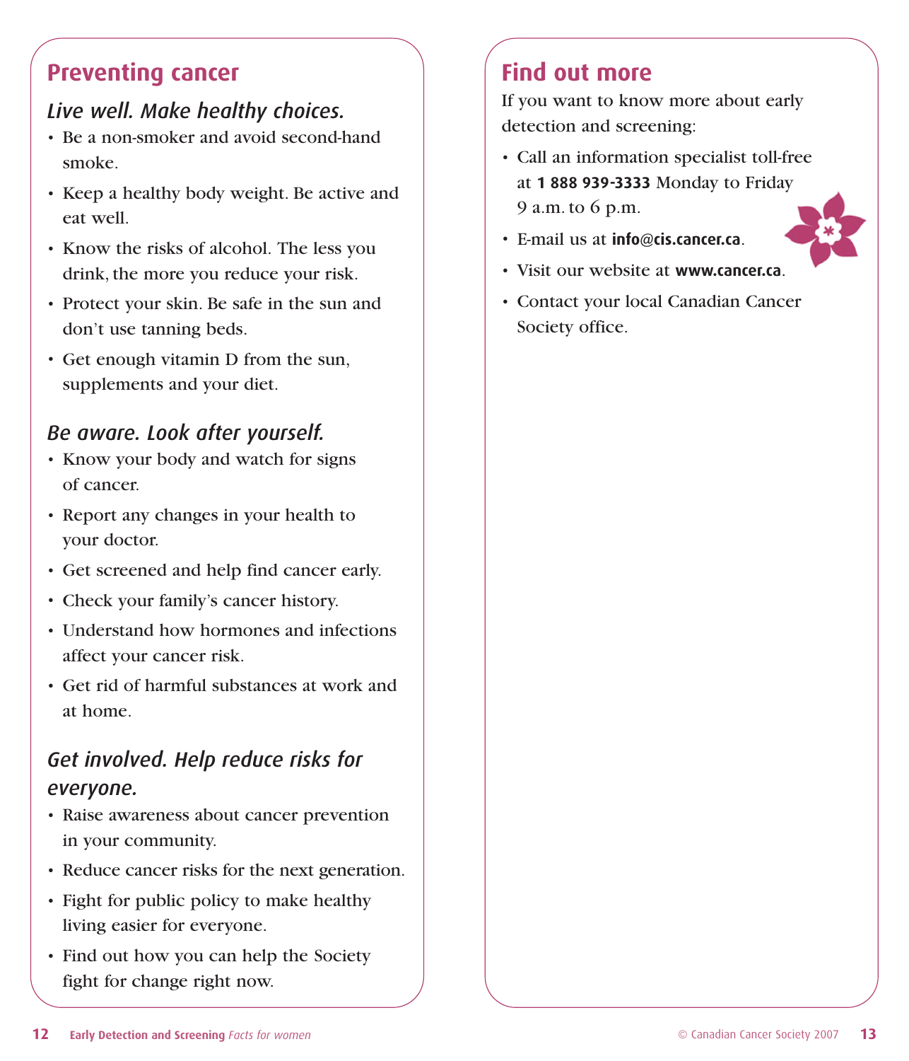## Preventing cancer

### *Live well. Make healthy choices.*

- Be a non-smoker and avoid second-hand smoke.
- Keep a healthy body weight. Be active and eat well.
- Know the risks of alcohol. The less you drink, the more you reduce your risk.
- Protect your skin. Be safe in the sun and don't use tanning beds.
- Get enough vitamin D from the sun, supplements and your diet.

### *Be aware. Look after yourself.*

- Know your body and watch for signs of cancer.
- Report any changes in your health to your doctor.
- Get screened and help find cancer early.
- Check your family's cancer history.
- Understand how hormones and infections affect your cancer risk.
- Get rid of harmful substances at work and at home.

### *Get involved. Help reduce risks for everyone.*

- Raise awareness about cancer prevention in your community.
- Reduce cancer risks for the next generation.
- Fight for public policy to make healthy living easier for everyone.
- Find out how you can help the Society fight for change right now.

## Find out more

If you want to know more about early detection and screening:

- Call an information specialist toll-free at **1 888 939-3333** Monday to Friday 9 a.m. to 6 p.m.
- E-mail us at **info@cis.cancer.ca**.
- Visit our website at **www.cancer.ca**.
- Contact your local Canadian Cancer Society office.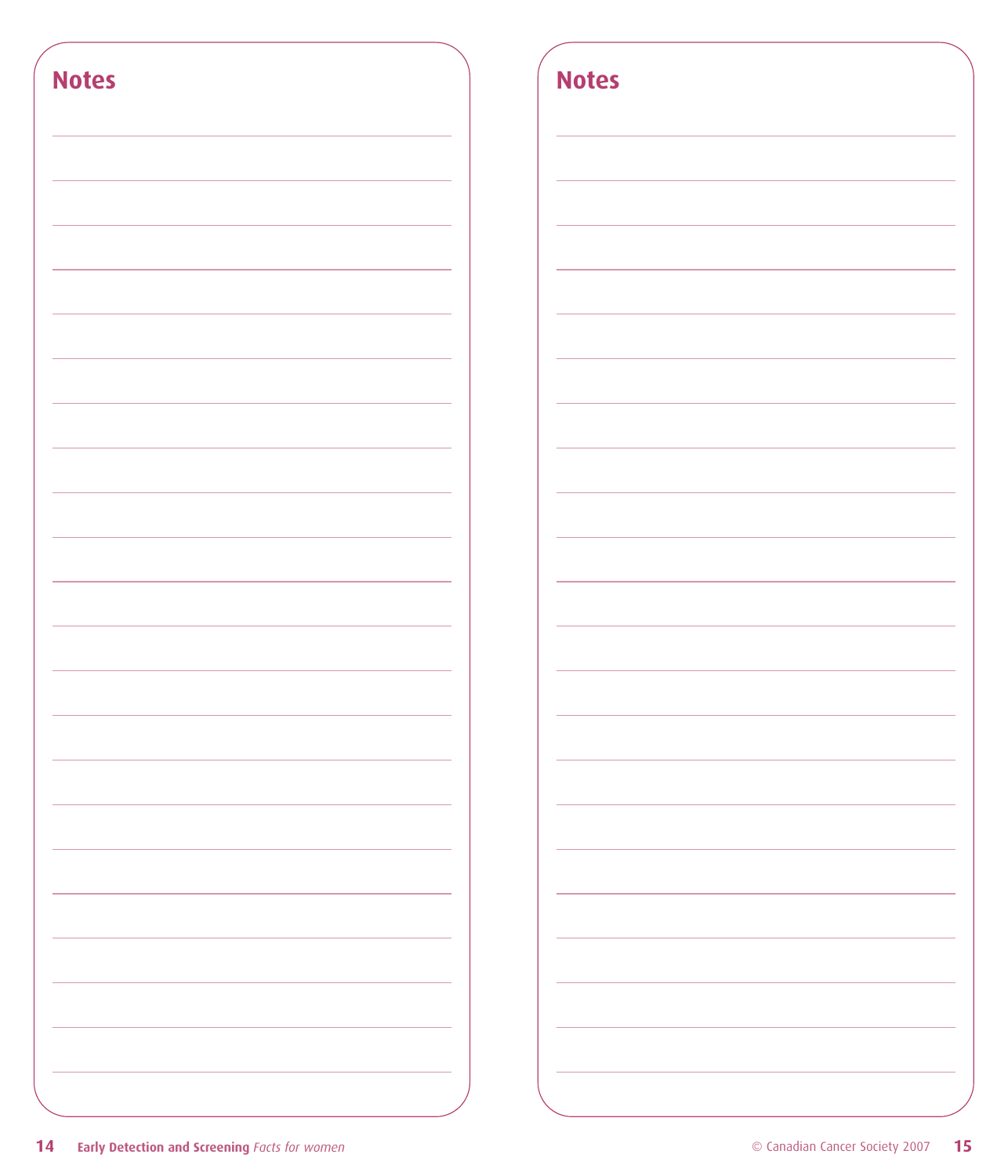## Notes

## Notes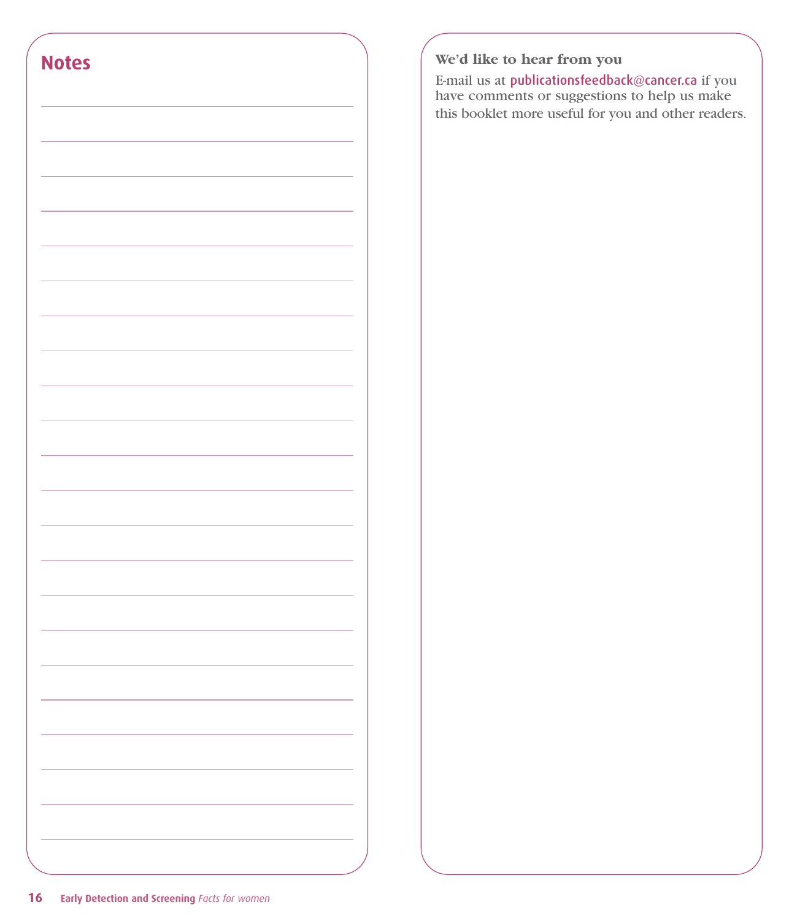## Notes

### We'd like to hear from you

E-mail us at publicationsfeedback@cancer.ca if you have comments or suggestions to help us make this booklet more useful for you and other readers.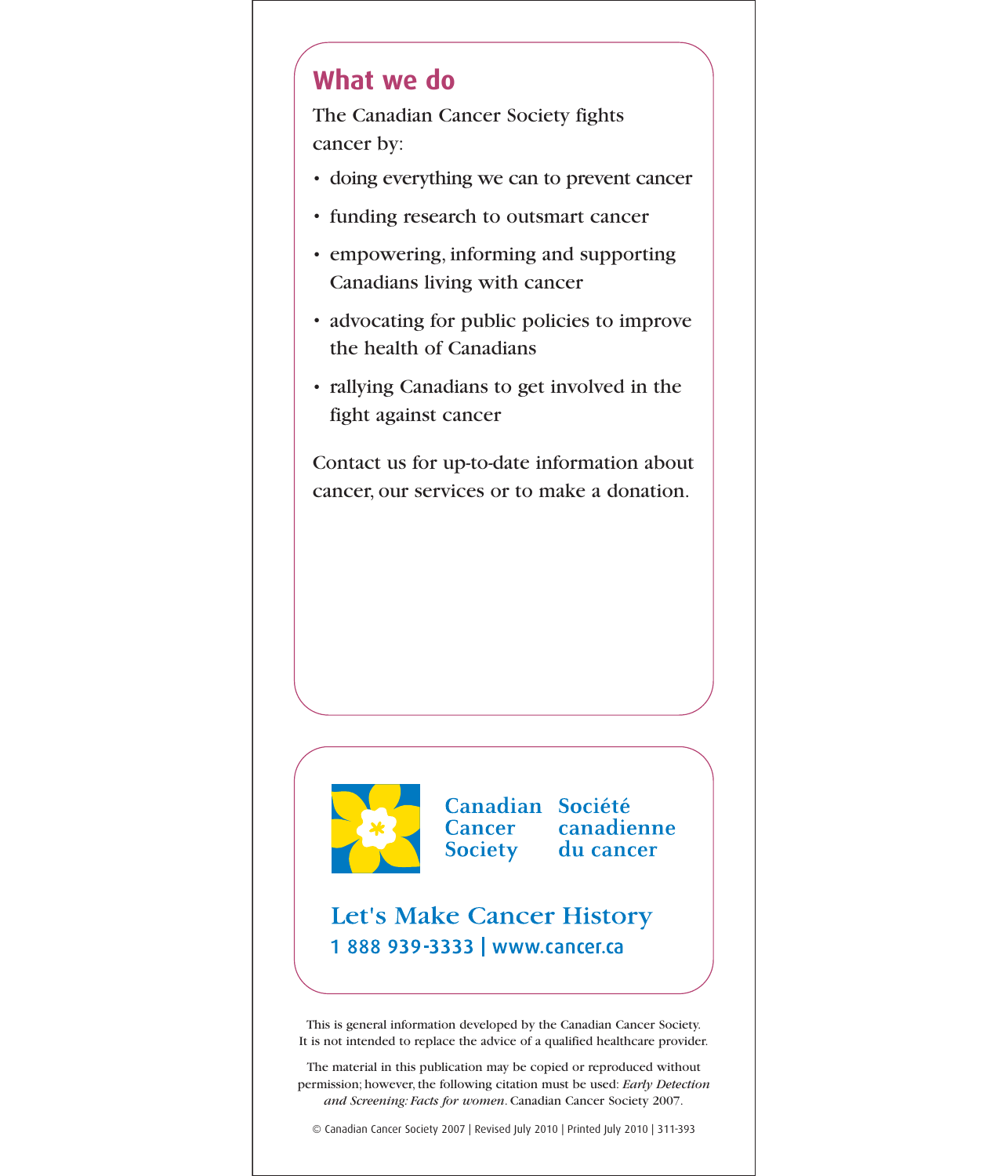## What we do

The Canadian Cancer Society fights cancer by:

- doing everything we can to prevent cancer
- funding research to outsmart cancer
- empowering, informing and supporting Canadians living with cancer
- advocating for public policies to improve the health of Canadians
- rallying Canadians to get involved in the fight against cancer

Contact us for up-to-date information about cancer, our services or to make a donation.

Canadian Cancer Society | Société canadienne du cancer

**Let's Make Cancer History**

**1 888 939-3333 | www.cancer.ca**

This is general information developed by the Canadian Cancer Society. It is not intended to replace the advice of a qualified healthcare provider.

The material in this publication may be copied or reproduced without permission; however, the following citation must be used: *Early Detection and Screening: Facts for women*. Canadian Cancer Society 2007.

© Canadian Cancer Society 2007 | Revised July 2010 | Printed July 2010 | 311-393